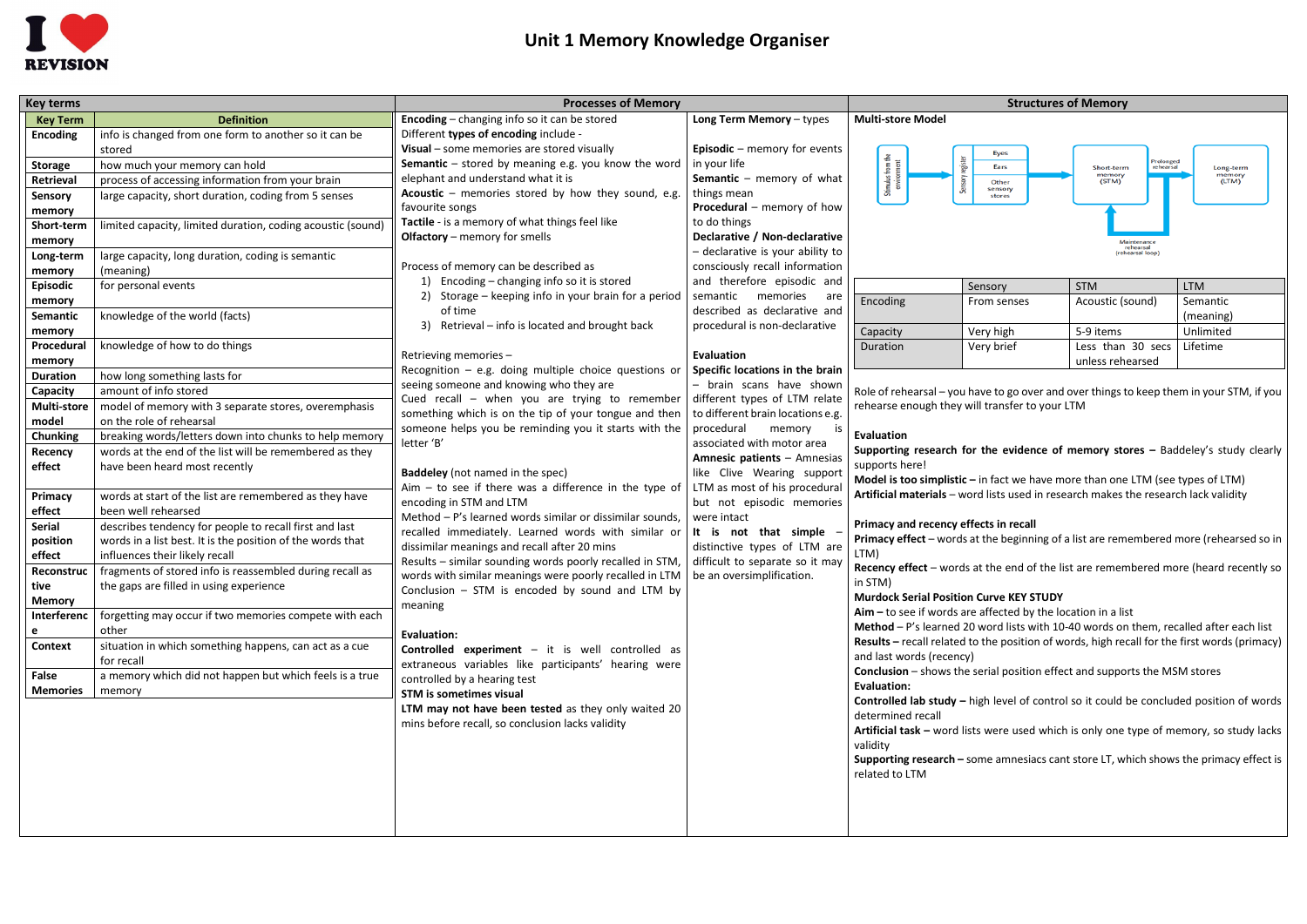# Unit 1 Memory Knowledge Organiser

## Key terms

| Key Term | Definition |
| --- | --- |
| Encoding | info is changed from one form to another so it can be stored |
| Storage | how much your memory can hold |
| Retrieval | process of accessing information from your brain |
| Sensory memory | large capacity, short duration, coding from 5 senses |
| Short-term memory | limited capacity, limited duration, coding acoustic (sound) |
| Long-term memory | large capacity, long duration, coding is semantic (meaning) |
| Episodic memory | for personal events |
| Semantic memory | knowledge of the world (facts) |
| Procedural memory | knowledge of how to do things |
| Duration | how long something lasts for |
| Capacity | amount of info stored |
| Multi-store model | model of memory with 3 separate stores, overemphasis on the role of rehearsal |
| Chunking | breaking words/letters down into chunks to help memory |
| Recency effect | words at the end of the list will be remembered as they have been heard most recently |
| Primacy effect | words at start of the list are remembered as they have been well rehearsed |
| Serial position effect | describes tendency for people to recall first and last words in a list best. It is the position of the words that influences their likely recall |
| Reconstructive Memory | fragments of stored info is reassembled during recall as the gaps are filled in using experience |
| Interference | forgetting may occur if two memories compete with each other |
| Context | situation in which something happens, can act as a cue for recall |
| False Memories | a memory which did not happen but which feels is a true memory |

## Processes of Memory

**Encoding** – changing info so it can be stored

Different **types of encoding** include -

**Visual** – some memories are stored visually

**Semantic** – stored by meaning e.g. you know the word elephant and understand what it is

**Acoustic** – memories stored by how they sound, e.g. favourite songs

**Tactile** - is a memory of what things feel like

**Olfactory** – memory for smells

Process of memory can be described as

1) Encoding – changing info so it is stored
2) Storage – keeping info in your brain for a period of time
3) Retrieval – info is located and brought back

Retrieving memories –

Recognition – e.g. doing multiple choice questions or seeing someone and knowing who they are

Cued recall – when you are trying to remember something which is on the tip of your tongue and then someone helps you be reminding you it starts with the letter 'B'

**Baddeley** (not named in the spec)

Aim – to see if there was a difference in the type of encoding in STM and LTM

Method – P's learned words similar or dissimilar sounds, recalled immediately. Learned words with similar or dissimilar meanings and recall after 20 mins

Results – similar sounding words poorly recalled in STM, words with similar meanings were poorly recalled in LTM

Conclusion – STM is encoded by sound and LTM by meaning

**Evaluation:**

**Controlled experiment** – it is well controlled as extraneous variables like participants' hearing were controlled by a hearing test

**STM is sometimes visual**

**LTM may not have been tested** as they only waited 20 mins before recall, so conclusion lacks validity

**Long Term Memory** – types

**Episodic** – memory for events in your life

**Semantic** – memory of what things mean

**Procedural** – memory of how to do things

**Declarative / Non-declarative** – declarative is your ability to consciously recall information and therefore episodic and semantic memories are described as declarative and procedural is non-declarative

**Evaluation**

**Specific locations in the brain** – brain scans have shown different types of LTM relate to different brain locations e.g. procedural memory is associated with motor area

**Amnesic patients** – Amnesias like Clive Wearing support LTM as most of his procedural but not episodic memories were intact

**It is not that simple** – distinctive types of LTM are difficult to separate so it may be an oversimplification.

## Structures of Memory

**Multi-store Model**

Stimulus from the environment → Sensory register (Eyes, Ears, Other sensory stores) → Short-term memory (STM) → Prolonged rehearsal → Long-term memory (LTM); Maintenance rehearsal (rehearsal loop)

| | Sensory | STM | LTM |
| --- | --- | --- | --- |
| Encoding | From senses | Acoustic (sound) | Semantic (meaning) |
| Capacity | Very high | 5-9 items | Unlimited |
| Duration | Very brief | Less than 30 secs unless rehearsed | Lifetime |

Role of rehearsal – you have to go over and over things to keep them in your STM, if you rehearse enough they will transfer to your LTM

**Evaluation**

**Supporting research for the evidence of memory stores –** Baddeley's study clearly supports here!

**Model is too simplistic –** in fact we have more than one LTM (see types of LTM)

**Artificial materials** – word lists used in research makes the research lack validity

**Primacy and recency effects in recall**

**Primacy effect** – words at the beginning of a list are remembered more (rehearsed so in LTM)

**Recency effect** – words at the end of the list are remembered more (heard recently so in STM)

**Murdock Serial Position Curve KEY STUDY**

**Aim –** to see if words are affected by the location in a list

**Method** – P's learned 20 word lists with 10-40 words on them, recalled after each list

**Results –** recall related to the position of words, high recall for the first words (primacy) and last words (recency)

**Conclusion** – shows the serial position effect and supports the MSM stores

**Evaluation:**

**Controlled lab study –** high level of control so it could be concluded position of words determined recall

**Artificial task –** word lists were used which is only one type of memory, so study lacks validity

**Supporting research –** some amnesiacs cant store LT, which shows the primacy effect is related to LTM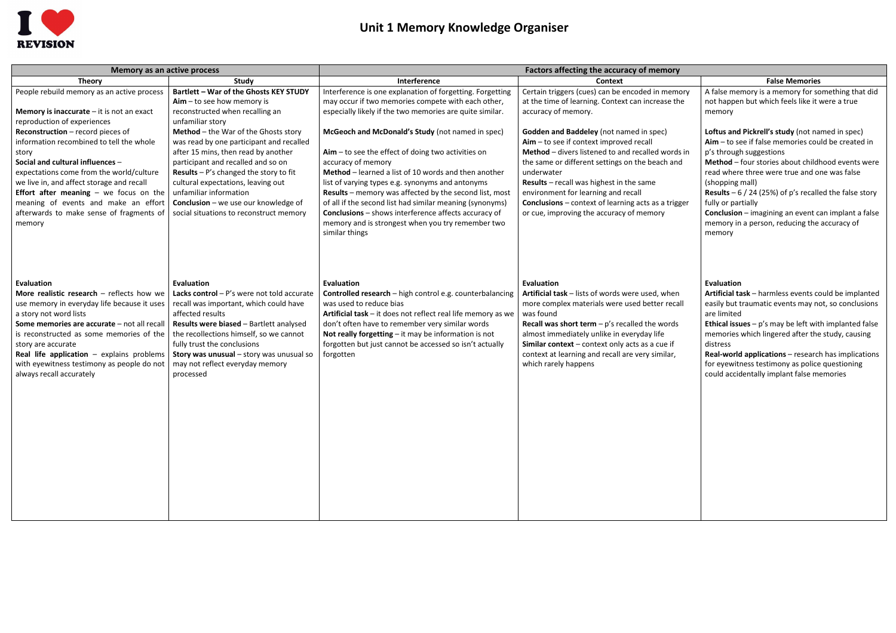# Unit 1 Memory Knowledge Organiser

| Memory as an active process | | Factors affecting the accuracy of memory | | |
|---|---|---|---|---|
| **Theory** | **Study** | **Interference** | **Context** | **False Memories** |
| People rebuild memory as an active process<br><br>**Memory is inaccurate** – it is not an exact reproduction of experiences<br>**Reconstruction** – record pieces of information recombined to tell the whole story<br>**Social and cultural influences** – expectations come from the world/culture we live in, and affect storage and recall<br>**Effort after meaning** – we focus on the meaning of events and make an effort afterwards to make sense of fragments of memory | **Bartlett – War of the Ghosts KEY STUDY**<br>**Aim** – to see how memory is reconstructed when recalling an unfamiliar story<br>**Method** – the War of the Ghosts story was read by one participant and recalled after 15 mins, then read by another participant and recalled and so on<br>**Results** – P's changed the story to fit cultural expectations, leaving out unfamiliar information<br>**Conclusion** – we use our knowledge of social situations to reconstruct memory | Interference is one explanation of forgetting. Forgetting may occur if two memories compete with each other, especially likely if the two memories are quite similar.<br><br>**McGeoch and McDonald's Study** (not named in spec)<br><br>**Aim** – to see the effect of doing two activities on accuracy of memory<br>**Method** – learned a list of 10 words and then another list of varying types e.g. synonyms and antonyms<br>**Results** – memory was affected by the second list, most of all if the second list had similar meaning (synonyms)<br>**Conclusions** – shows interference affects accuracy of memory and is strongest when you try remember two similar things | Certain triggers (cues) can be encoded in memory at the time of learning. Context can increase the accuracy of memory.<br><br>**Godden and Baddeley** (not named in spec)<br>**Aim** – to see if context improved recall<br>**Method** – divers listened to and recalled words in the same or different settings on the beach and underwater<br>**Results** – recall was highest in the same environment for learning and recall<br>**Conclusions** – context of learning acts as a trigger or cue, improving the accuracy of memory | A false memory is a memory for something that did not happen but which feels like it were a true memory<br><br>**Loftus and Pickrell's study** (not named in spec)<br>**Aim** – to see if false memories could be created in p's through suggestions<br>**Method** – four stories about childhood events were read where three were true and one was false (shopping mall)<br>**Results** – 6 / 24 (25%) of p's recalled the false story fully or partially<br>**Conclusion** – imagining an event can implant a false memory in a person, reducing the accuracy of memory |
| **Evaluation**<br>**More realistic research** – reflects how we use memory in everyday life because it uses a story not word lists<br>**Some memories are accurate** – not all recall is reconstructed as some memories of the story are accurate<br>**Real life application** – explains problems with eyewitness testimony as people do not always recall accurately | **Evaluation**<br>**Lacks control** – P's were not told accurate recall was important, which could have affected results<br>**Results were biased** – Bartlett analysed the recollections himself, so we cannot fully trust the conclusions<br>**Story was unusual** – story was unusual so may not reflect everyday memory processed | **Evaluation**<br>**Controlled research** – high control e.g. counterbalancing was used to reduce bias<br>**Artificial task** – it does not reflect real life memory as we don't often have to remember very similar words<br>**Not really forgetting** – it may be information is not forgotten but just cannot be accessed so isn't actually forgotten | **Evaluation**<br>**Artificial task** – lists of words were used, when more complex materials were used better recall was found<br>**Recall was short term** – p's recalled the words almost immediately unlike in everyday life<br>**Similar context** – context only acts as a cue if context at learning and recall are very similar, which rarely happens | **Evaluation**<br>**Artificial task** – harmless events could be implanted easily but traumatic events may not, so conclusions are limited<br>**Ethical issues** – p's may be left with implanted false memories which lingered after the study, causing distress<br>**Real-world applications** – research has implications for eyewitness testimony as police questioning could accidentally implant false memories |